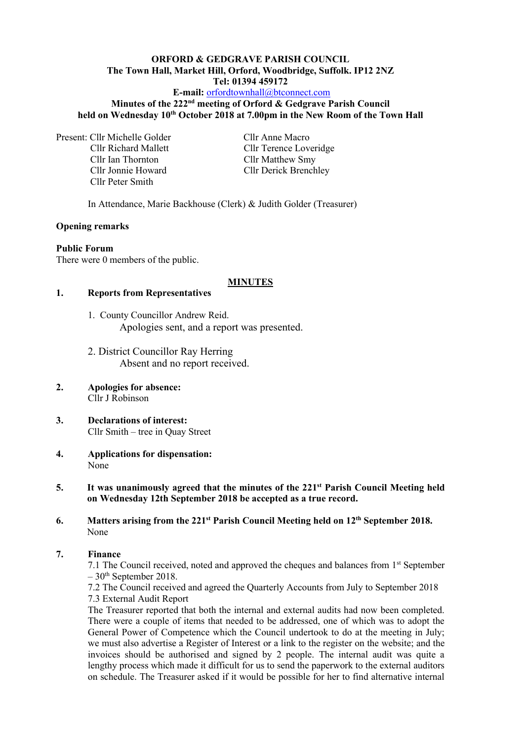**ORFORD & GEDGRAVE PARISH COUNCIL**
**The Town Hall, Market Hill, Orford, Woodbridge, Suffolk. IP12 2NZ**
**Tel: 01394 459172**
**E-mail:** orfordtownhall@btconnect.com
**Minutes of the 222nd meeting of Orford & Gedgrave Parish Council**
**held on Wednesday 10th October 2018 at 7.00pm in the New Room of the Town Hall**

Present: Cllr Michelle Golder
Cllr Richard Mallett
Cllr Ian Thornton
Cllr Jonnie Howard
Cllr Peter Smith
Cllr Anne Macro
Cllr Terence Loveridge
Cllr Matthew Smy
Cllr Derick Brenchley

In Attendance, Marie Backhouse (Clerk) & Judith Golder (Treasurer)

**Opening remarks**

**Public Forum**
There were 0 members of the public.

**MINUTES**

**1. Reports from Representatives**

1. County Councillor Andrew Reid.
   Apologies sent, and a report was presented.

2. District Councillor Ray Herring
   Absent and no report received.

**2. Apologies for absence:**
Cllr J Robinson

**3. Declarations of interest:**
Cllr Smith – tree in Quay Street

**4. Applications for dispensation:**
None

**5. It was unanimously agreed that the minutes of the 221st Parish Council Meeting held on Wednesday 12th September 2018 be accepted as a true record.**

**6. Matters arising from the 221st Parish Council Meeting held on 12th September 2018.**
None

**7. Finance**
7.1 The Council received, noted and approved the cheques and balances from 1st September – 30th September 2018.
7.2 The Council received and agreed the Quarterly Accounts from July to September 2018
7.3 External Audit Report
The Treasurer reported that both the internal and external audits had now been completed. There were a couple of items that needed to be addressed, one of which was to adopt the General Power of Competence which the Council undertook to do at the meeting in July; we must also advertise a Register of Interest or a link to the register on the website; and the invoices should be authorised and signed by 2 people. The internal audit was quite a lengthy process which made it difficult for us to send the paperwork to the external auditors on schedule. The Treasurer asked if it would be possible for her to find alternative internal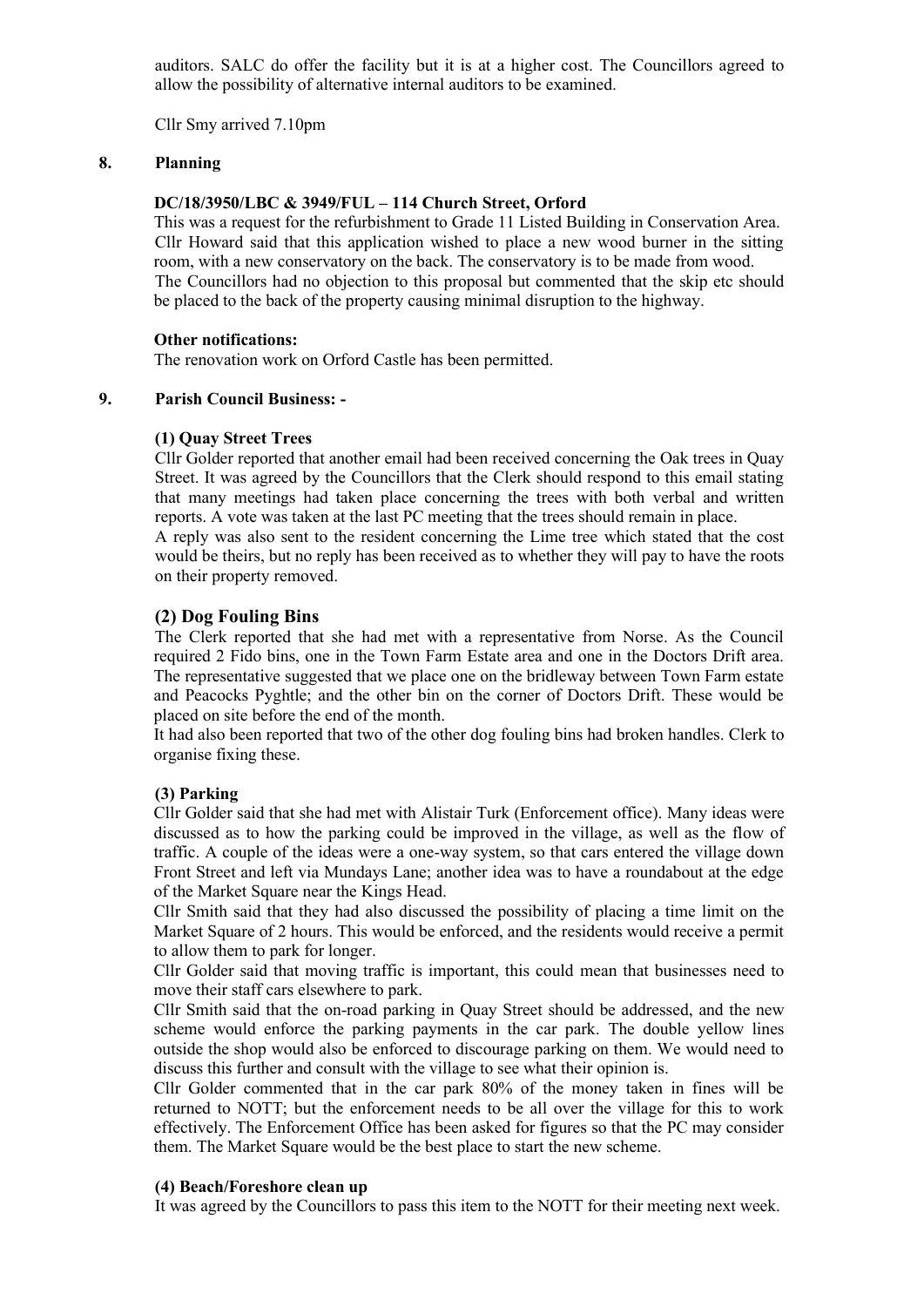auditors. SALC do offer the facility but it is at a higher cost. The Councillors agreed to allow the possibility of alternative internal auditors to be examined.

Cllr Smy arrived 7.10pm

## 8. Planning

**DC/18/3950/LBC & 3949/FUL – 114 Church Street, Orford**

This was a request for the refurbishment to Grade 11 Listed Building in Conservation Area. Cllr Howard said that this application wished to place a new wood burner in the sitting room, with a new conservatory on the back. The conservatory is to be made from wood. The Councillors had no objection to this proposal but commented that the skip etc should be placed to the back of the property causing minimal disruption to the highway.

**Other notifications:**

The renovation work on Orford Castle has been permitted.

## 9. Parish Council Business: -

**(1) Quay Street Trees**

Cllr Golder reported that another email had been received concerning the Oak trees in Quay Street. It was agreed by the Councillors that the Clerk should respond to this email stating that many meetings had taken place concerning the trees with both verbal and written reports. A vote was taken at the last PC meeting that the trees should remain in place.

A reply was also sent to the resident concerning the Lime tree which stated that the cost would be theirs, but no reply has been received as to whether they will pay to have the roots on their property removed.

**(2) Dog Fouling Bins**

The Clerk reported that she had met with a representative from Norse. As the Council required 2 Fido bins, one in the Town Farm Estate area and one in the Doctors Drift area. The representative suggested that we place one on the bridleway between Town Farm estate and Peacocks Pyghtle; and the other bin on the corner of Doctors Drift. These would be placed on site before the end of the month.

It had also been reported that two of the other dog fouling bins had broken handles. Clerk to organise fixing these.

**(3) Parking**

Cllr Golder said that she had met with Alistair Turk (Enforcement office). Many ideas were discussed as to how the parking could be improved in the village, as well as the flow of traffic. A couple of the ideas were a one-way system, so that cars entered the village down Front Street and left via Mundays Lane; another idea was to have a roundabout at the edge of the Market Square near the Kings Head.

Cllr Smith said that they had also discussed the possibility of placing a time limit on the Market Square of 2 hours. This would be enforced, and the residents would receive a permit to allow them to park for longer.

Cllr Golder said that moving traffic is important, this could mean that businesses need to move their staff cars elsewhere to park.

Cllr Smith said that the on-road parking in Quay Street should be addressed, and the new scheme would enforce the parking payments in the car park. The double yellow lines outside the shop would also be enforced to discourage parking on them. We would need to discuss this further and consult with the village to see what their opinion is.

Cllr Golder commented that in the car park 80% of the money taken in fines will be returned to NOTT; but the enforcement needs to be all over the village for this to work effectively. The Enforcement Office has been asked for figures so that the PC may consider them. The Market Square would be the best place to start the new scheme.

**(4) Beach/Foreshore clean up**

It was agreed by the Councillors to pass this item to the NOTT for their meeting next week.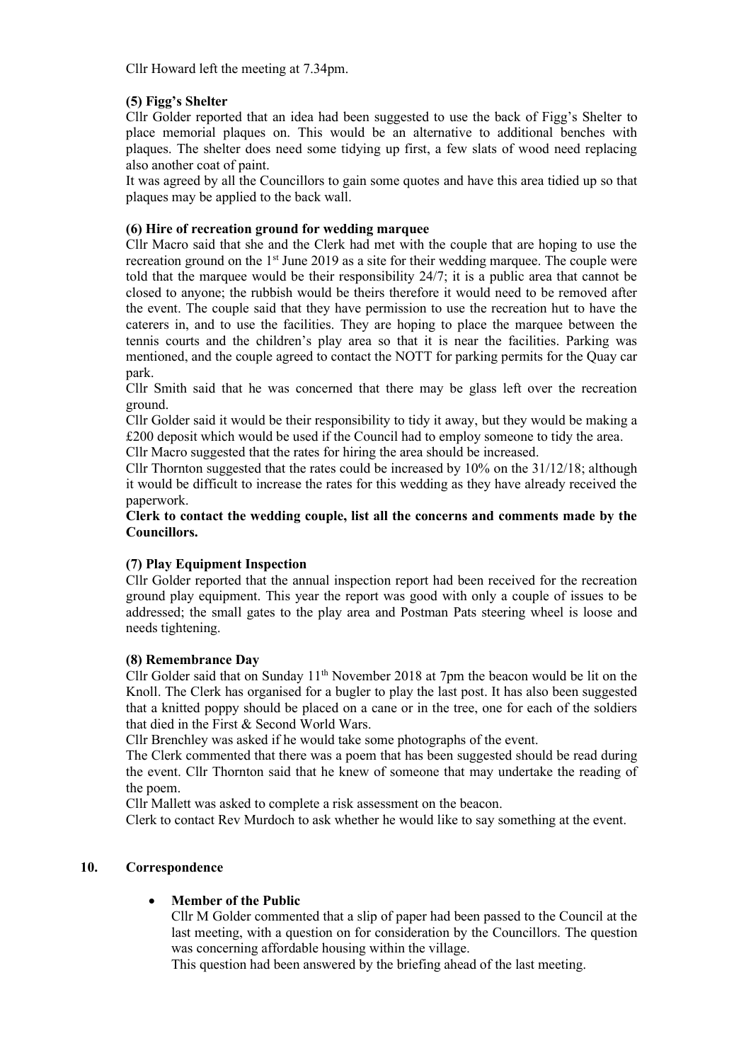Cllr Howard left the meeting at 7.34pm.

**(5) Figg's Shelter**

Cllr Golder reported that an idea had been suggested to use the back of Figg's Shelter to place memorial plaques on. This would be an alternative to additional benches with plaques. The shelter does need some tidying up first, a few slats of wood need replacing also another coat of paint.

It was agreed by all the Councillors to gain some quotes and have this area tidied up so that plaques may be applied to the back wall.

**(6) Hire of recreation ground for wedding marquee**

Cllr Macro said that she and the Clerk had met with the couple that are hoping to use the recreation ground on the 1st June 2019 as a site for their wedding marquee. The couple were told that the marquee would be their responsibility 24/7; it is a public area that cannot be closed to anyone; the rubbish would be theirs therefore it would need to be removed after the event. The couple said that they have permission to use the recreation hut to have the caterers in, and to use the facilities. They are hoping to place the marquee between the tennis courts and the children's play area so that it is near the facilities. Parking was mentioned, and the couple agreed to contact the NOTT for parking permits for the Quay car park.

Cllr Smith said that he was concerned that there may be glass left over the recreation ground.

Cllr Golder said it would be their responsibility to tidy it away, but they would be making a £200 deposit which would be used if the Council had to employ someone to tidy the area.

Cllr Macro suggested that the rates for hiring the area should be increased.

Cllr Thornton suggested that the rates could be increased by 10% on the 31/12/18; although it would be difficult to increase the rates for this wedding as they have already received the paperwork.

**Clerk to contact the wedding couple, list all the concerns and comments made by the Councillors.**

**(7) Play Equipment Inspection**

Cllr Golder reported that the annual inspection report had been received for the recreation ground play equipment. This year the report was good with only a couple of issues to be addressed; the small gates to the play area and Postman Pats steering wheel is loose and needs tightening.

**(8) Remembrance Day**

Cllr Golder said that on Sunday 11th November 2018 at 7pm the beacon would be lit on the Knoll. The Clerk has organised for a bugler to play the last post. It has also been suggested that a knitted poppy should be placed on a cane or in the tree, one for each of the soldiers that died in the First & Second World Wars.

Cllr Brenchley was asked if he would take some photographs of the event.

The Clerk commented that there was a poem that has been suggested should be read during the event. Cllr Thornton said that he knew of someone that may undertake the reading of the poem.

Cllr Mallett was asked to complete a risk assessment on the beacon.

Clerk to contact Rev Murdoch to ask whether he would like to say something at the event.

**10. Correspondence**

- **Member of the Public**

  Cllr M Golder commented that a slip of paper had been passed to the Council at the last meeting, with a question on for consideration by the Councillors. The question was concerning affordable housing within the village.

  This question had been answered by the briefing ahead of the last meeting.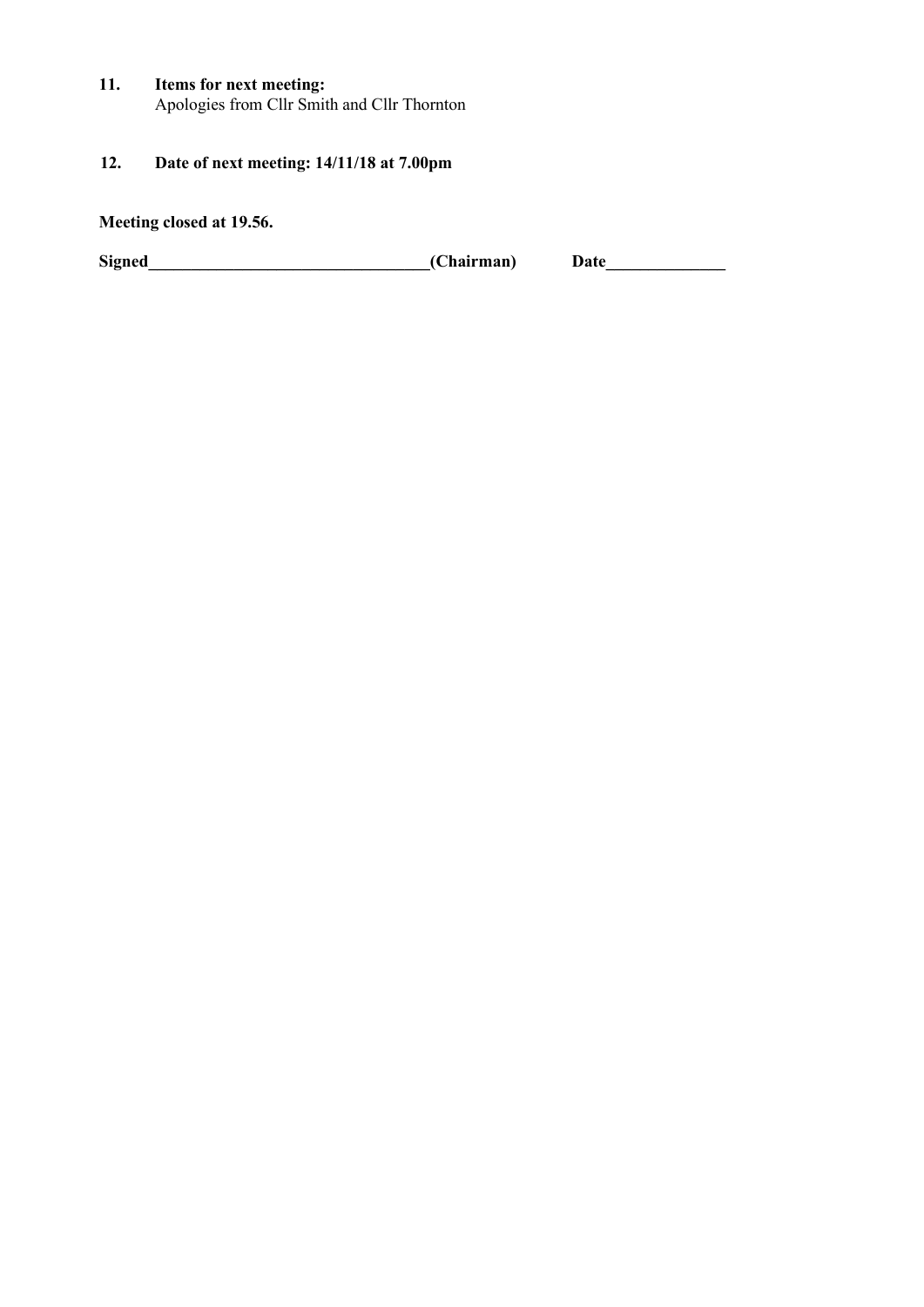**11. Items for next meeting:**
Apologies from Cllr Smith and Cllr Thornton

**12. Date of next meeting: 14/11/18 at 7.00pm**

**Meeting closed at 19.56.**

**Signed\_\_\_\_\_\_\_\_\_\_\_\_\_\_\_\_\_\_\_\_\_\_\_\_\_\_\_\_\_\_\_\_(Chairman) Date\_\_\_\_\_\_\_\_\_\_\_\_\_\_**